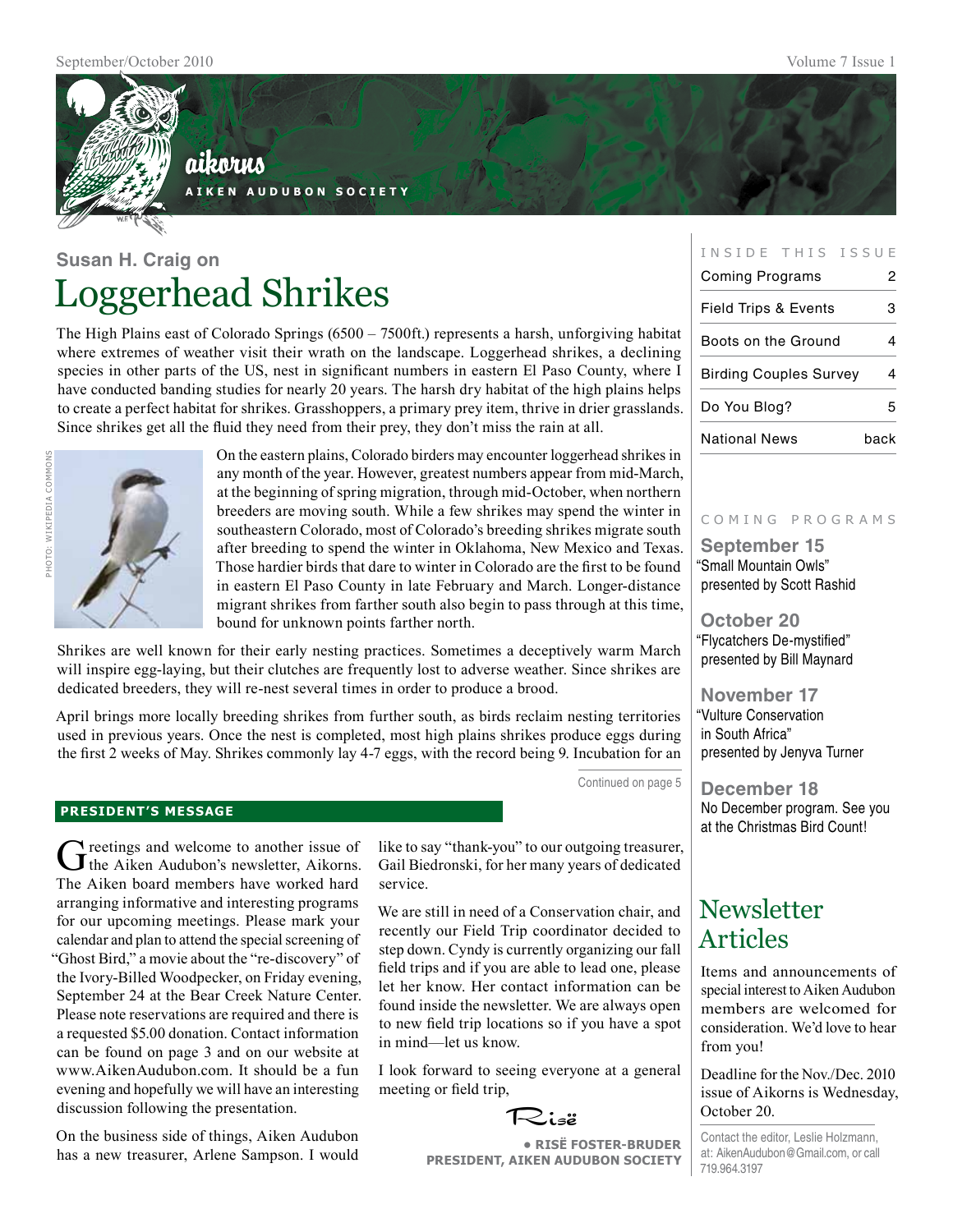# aikorns

AIKEN AUDUBON SOCIETY

## Susan H. Craig on

# Loggerhead Shrikes

The High Plains east of Colorado Springs (6500 – 7500ft.) represents a harsh, unforgiving habitat where extremes of weather visit their wrath on the landscape. Loggerhead shrikes, a declining species in other parts of the US, nest in significant numbers in eastern El Paso County, where I have conducted banding studies for nearly 20 years. The harsh dry habitat of the high plains helps to create a perfect habitat for shrikes. Grasshoppers, a primary prey item, thrive in drier grasslands. Since shrikes get all the fluid they need from their prey, they don't miss the rain at all.

PHOTO: WIKIPEDIA COMMONS

On the eastern plains, Colorado birders may encounter loggerhead shrikes in any month of the year. However, greatest numbers appear from mid-March, at the beginning of spring migration, through mid-October, when northern breeders are moving south. While a few shrikes may spend the winter in southeastern Colorado, most of Colorado's breeding shrikes migrate south after breeding to spend the winter in Oklahoma, New Mexico and Texas. Those hardier birds that dare to winter in Colorado are the first to be found in eastern El Paso County in late February and March. Longer-distance migrant shrikes from farther south also begin to pass through at this time, bound for unknown points farther north.

Shrikes are well known for their early nesting practices. Sometimes a deceptively warm March will inspire egg-laying, but their clutches are frequently lost to adverse weather. Since shrikes are dedicated breeders, they will re-nest several times in order to produce a brood.

April brings more locally breeding shrikes from further south, as birds reclaim nesting territories used in previous years. Once the nest is completed, most high plains shrikes produce eggs during the first 2 weeks of May. Shrikes commonly lay 4-7 eggs, with the record being 9. Incubation for an

Continued on page 5

## PRESIDENT'S MESSAGE

Greetings and welcome to another issue of the Aiken Audubon's newsletter, Aikorns. The Aiken board members have worked hard arranging informative and interesting programs for our upcoming meetings. Please mark your calendar and plan to attend the special screening of "Ghost Bird," a movie about the "re-discovery" of the Ivory-Billed Woodpecker, on Friday evening, September 24 at the Bear Creek Nature Center. Please note reservations are required and there is a requested $5.00 donation. Contact information can be found on page 3 and on our website at www.AikenAudubon.com. It should be a fun evening and hopefully we will have an interesting discussion following the presentation.

On the business side of things, Aiken Audubon has a new treasurer, Arlene Sampson. I would like to say "thank-you" to our outgoing treasurer, Gail Biedronski, for her many years of dedicated service.

We are still in need of a Conservation chair, and recently our Field Trip coordinator decided to step down. Cyndy is currently organizing our fall field trips and if you are able to lead one, please let her know. Her contact information can be found inside the newsletter. We are always open to new field trip locations so if you have a spot in mind—let us know.

I look forward to seeing everyone at a general meeting or field trip,

Risë

**• RISË FOSTER-BRUDER**
**PRESIDENT, AIKEN AUDUBON SOCIETY**

---

INSIDE THIS ISSUE

| | |
|---|---|
| Coming Programs | 2 |
| Field Trips & Events | 3 |
| Boots on the Ground | 4 |
| Birding Couples Survey | 4 |
| Do You Blog? | 5 |
| National News | back |

COMING PROGRAMS

**September 15**
"Small Mountain Owls" presented by Scott Rashid

**October 20**
"Flycatchers De-mystified" presented by Bill Maynard

**November 17**
"Vulture Conservation in South Africa" presented by Jenyva Turner

**December 18**
No December program. See you at the Christmas Bird Count!

## Newsletter Articles

Items and announcements of special interest to Aiken Audubon members are welcomed for consideration. We'd love to hear from you!

Deadline for the Nov./Dec. 2010 issue of Aikorns is Wednesday, October 20.

Contact the editor, Leslie Holzmann, at: AikenAudubon@Gmail.com, or call 719.964.3197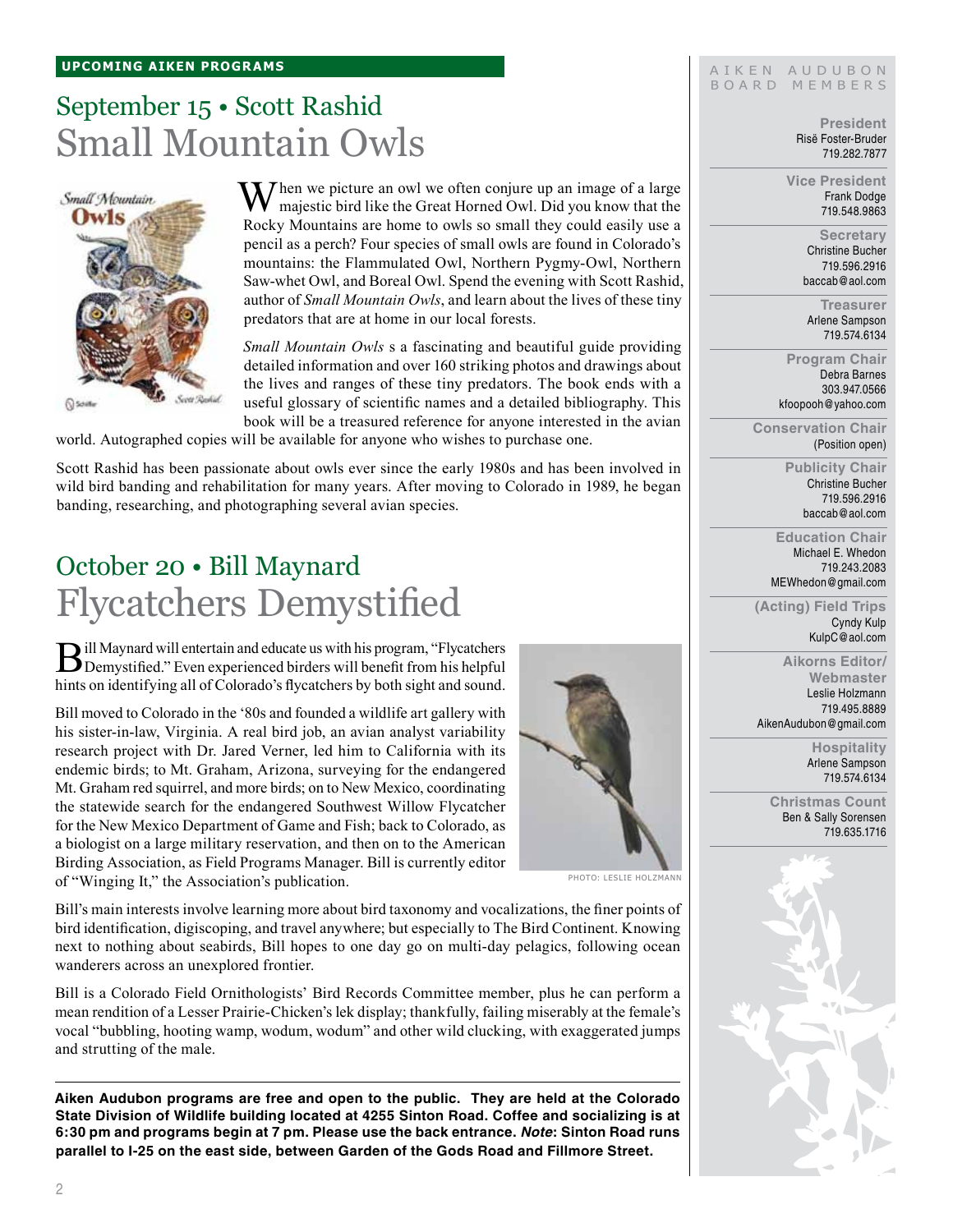**UPCOMING AIKEN PROGRAMS**

## September 15 • Scott Rashid
# Small Mountain Owls

When we picture an owl we often conjure up an image of a large majestic bird like the Great Horned Owl. Did you know that the Rocky Mountains are home to owls so small they could easily use a pencil as a perch? Four species of small owls are found in Colorado's mountains: the Flammulated Owl, Northern Pygmy-Owl, Northern Saw-whet Owl, and Boreal Owl. Spend the evening with Scott Rashid, author of *Small Mountain Owls*, and learn about the lives of these tiny predators that are at home in our local forests.

*Small Mountain Owls* s a fascinating and beautiful guide providing detailed information and over 160 striking photos and drawings about the lives and ranges of these tiny predators. The book ends with a useful glossary of scientific names and a detailed bibliography. This book will be a treasured reference for anyone interested in the avian world. Autographed copies will be available for anyone who wishes to purchase one.

Scott Rashid has been passionate about owls ever since the early 1980s and has been involved in wild bird banding and rehabilitation for many years. After moving to Colorado in 1989, he began banding, researching, and photographing several avian species.

## October 20 • Bill Maynard
# Flycatchers Demystified

Bill Maynard will entertain and educate us with his program, "Flycatchers Demystified." Even experienced birders will benefit from his helpful hints on identifying all of Colorado's flycatchers by both sight and sound.

Bill moved to Colorado in the '80s and founded a wildlife art gallery with his sister-in-law, Virginia. A real bird job, an avian analyst variability research project with Dr. Jared Verner, led him to California with its endemic birds; to Mt. Graham, Arizona, surveying for the endangered Mt. Graham red squirrel, and more birds; on to New Mexico, coordinating the statewide search for the endangered Southwest Willow Flycatcher for the New Mexico Department of Game and Fish; back to Colorado, as a biologist on a large military reservation, and then on to the American Birding Association, as Field Programs Manager. Bill is currently editor of "Winging It," the Association's publication.

PHOTO: LESLIE HOLZMANN

Bill's main interests involve learning more about bird taxonomy and vocalizations, the finer points of bird identification, digiscoping, and travel anywhere; but especially to The Bird Continent. Knowing next to nothing about seabirds, Bill hopes to one day go on multi-day pelagics, following ocean wanderers across an unexplored frontier.

Bill is a Colorado Field Ornithologists' Bird Records Committee member, plus he can perform a mean rendition of a Lesser Prairie-Chicken's lek display; thankfully, failing miserably at the female's vocal "bubbling, hooting wamp, wodum, wodum" and other wild clucking, with exaggerated jumps and strutting of the male.

**Aiken Audubon programs are free and open to the public. They are held at the Colorado State Division of Wildlife building located at 4255 Sinton Road. Coffee and socializing is at 6:30 pm and programs begin at 7 pm. Please use the back entrance. *Note*: Sinton Road runs parallel to I-25 on the east side, between Garden of the Gods Road and Fillmore Street.**

---

AIKEN AUDUBON BOARD MEMBERS

**President**
Risë Foster-Bruder
719.282.7877

**Vice President**
Frank Dodge
719.548.9863

**Secretary**
Christine Bucher
719.596.2916
baccab@aol.com

**Treasurer**
Arlene Sampson
719.574.6134

**Program Chair**
Debra Barnes
303.947.0566
kfoopooh@yahoo.com

**Conservation Chair**
(Position open)

**Publicity Chair**
Christine Bucher
719.596.2916
baccab@aol.com

**Education Chair**
Michael E. Whedon
719.243.2083
MEWhedon@gmail.com

**(Acting) Field Trips**
Cyndy Kulp
KulpC@aol.com

**Aikorns Editor/ Webmaster**
Leslie Holzmann
719.495.8889
AikenAudubon@gmail.com

**Hospitality**
Arlene Sampson
719.574.6134

**Christmas Count**
Ben & Sally Sorensen
719.635.1716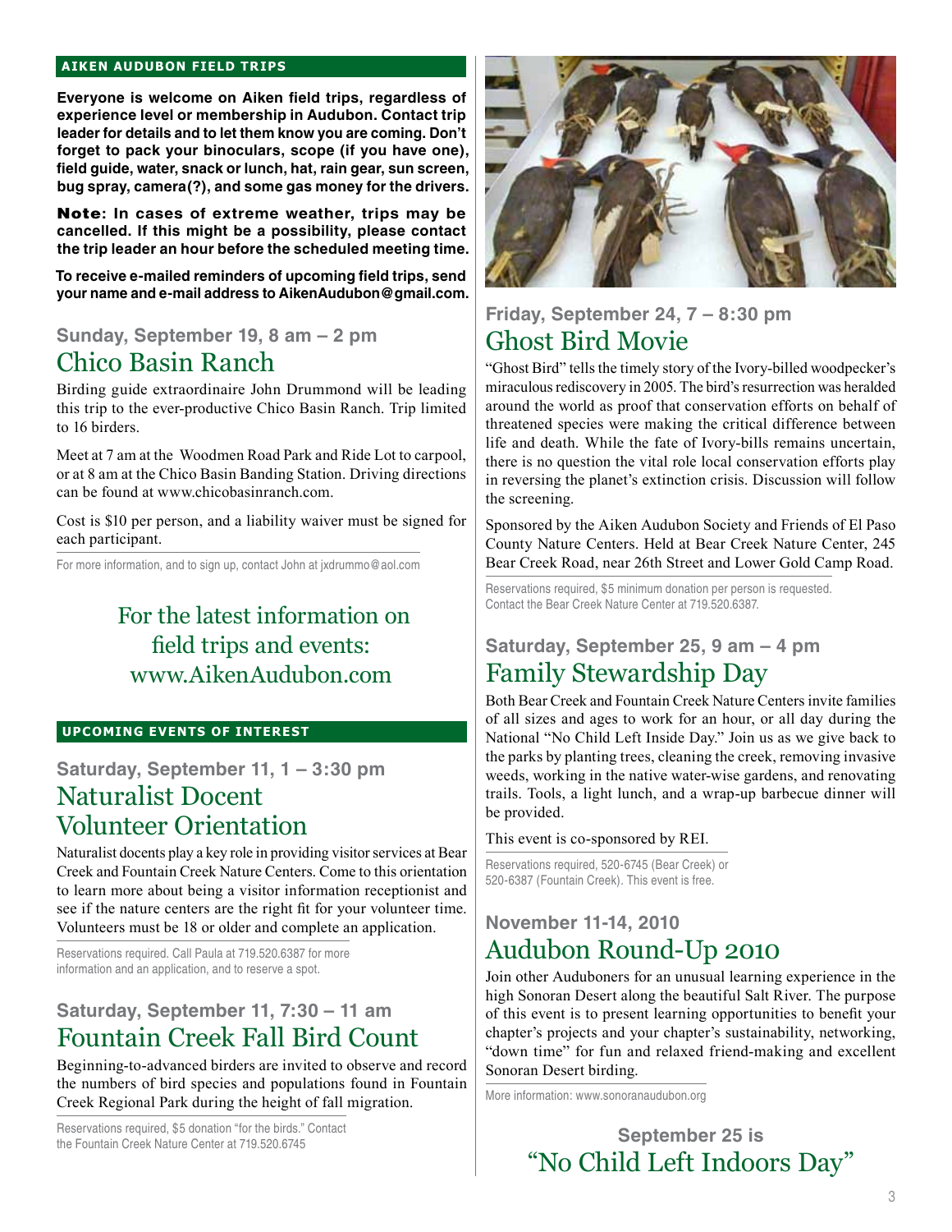## AIKEN AUDUBON FIELD TRIPS

**Everyone is welcome on Aiken field trips, regardless of experience level or membership in Audubon. Contact trip leader for details and to let them know you are coming. Don't forget to pack your binoculars, scope (if you have one), field guide, water, snack or lunch, hat, rain gear, sun screen, bug spray, camera(?), and some gas money for the drivers.**

**Note: In cases of extreme weather, trips may be cancelled. If this might be a possibility, please contact the trip leader an hour before the scheduled meeting time.**

**To receive e-mailed reminders of upcoming field trips, send your name and e-mail address to AikenAudubon@gmail.com.**

**Sunday, September 19, 8 am – 2 pm**

### Chico Basin Ranch

Birding guide extraordinaire John Drummond will be leading this trip to the ever-productive Chico Basin Ranch. Trip limited to 16 birders.

Meet at 7 am at the Woodmen Road Park and Ride Lot to carpool, or at 8 am at the Chico Basin Banding Station. Driving directions can be found at www.chicobasinranch.com.

Cost is $10 per person, and a liability waiver must be signed for each participant.

For more information, and to sign up, contact John at jxdrummo@aol.com

For the latest information on field trips and events: www.AikenAudubon.com

## UPCOMING EVENTS OF INTEREST

**Saturday, September 11, 1 – 3:30 pm**

### Naturalist Docent Volunteer Orientation

Naturalist docents play a key role in providing visitor services at Bear Creek and Fountain Creek Nature Centers. Come to this orientation to learn more about being a visitor information receptionist and see if the nature centers are the right fit for your volunteer time. Volunteers must be 18 or older and complete an application.

Reservations required. Call Paula at 719.520.6387 for more information and an application, and to reserve a spot.

**Saturday, September 11, 7:30 – 11 am**

### Fountain Creek Fall Bird Count

Beginning-to-advanced birders are invited to observe and record the numbers of bird species and populations found in Fountain Creek Regional Park during the height of fall migration.

Reservations required, $5 donation "for the birds." Contact the Fountain Creek Nature Center at 719.520.6745

**Friday, September 24, 7 – 8:30 pm**

### Ghost Bird Movie

"Ghost Bird" tells the timely story of the Ivory-billed woodpecker's miraculous rediscovery in 2005. The bird's resurrection was heralded around the world as proof that conservation efforts on behalf of threatened species were making the critical difference between life and death. While the fate of Ivory-bills remains uncertain, there is no question the vital role local conservation efforts play in reversing the planet's extinction crisis. Discussion will follow the screening.

Sponsored by the Aiken Audubon Society and Friends of El Paso County Nature Centers. Held at Bear Creek Nature Center, 245 Bear Creek Road, near 26th Street and Lower Gold Camp Road.

Reservations required, $5 minimum donation per person is requested. Contact the Bear Creek Nature Center at 719.520.6387.

**Saturday, September 25, 9 am – 4 pm**

### Family Stewardship Day

Both Bear Creek and Fountain Creek Nature Centers invite families of all sizes and ages to work for an hour, or all day during the National "No Child Left Inside Day." Join us as we give back to the parks by planting trees, cleaning the creek, removing invasive weeds, working in the native water-wise gardens, and renovating trails. Tools, a light lunch, and a wrap-up barbecue dinner will be provided.

This event is co-sponsored by REI.

Reservations required, 520-6745 (Bear Creek) or 520-6387 (Fountain Creek). This event is free.

**November 11-14, 2010**

### Audubon Round-Up 2010

Join other Auduboners for an unusual learning experience in the high Sonoran Desert along the beautiful Salt River. The purpose of this event is to present learning opportunities to benefit your chapter's projects and your chapter's sustainability, networking, "down time" for fun and relaxed friend-making and excellent Sonoran Desert birding.

More information: www.sonoranaudubon.org

**September 25 is**
"No Child Left Indoors Day"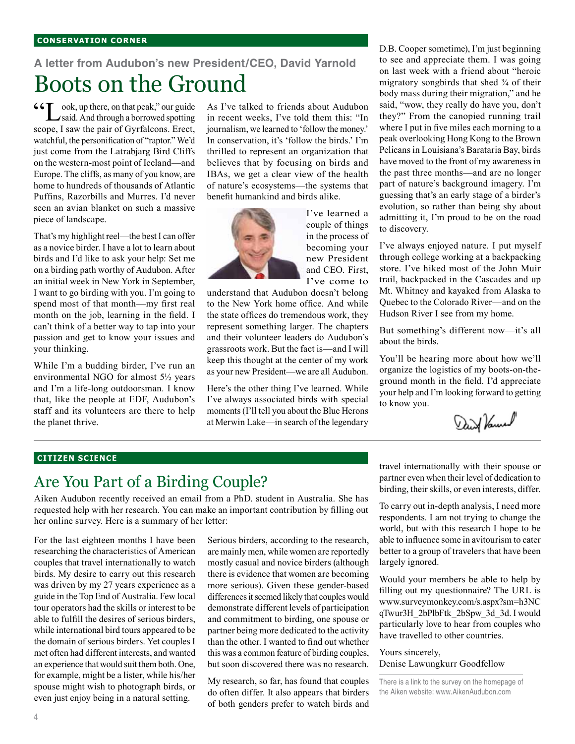**CONSERVATION CORNER**

### A letter from Audubon's new President/CEO, David Yarnold

# Boots on the Ground

"Look, up there, on that peak," our guide said. And through a borrowed spotting scope, I saw the pair of Gyrfalcons. Erect, watchful, the personification of "raptor." We'd just come from the Latrabjarg Bird Cliffs on the western-most point of Iceland—and Europe. The cliffs, as many of you know, are home to hundreds of thousands of Atlantic Puffins, Razorbills and Murres. I'd never seen an avian blanket on such a massive piece of landscape.

That's my highlight reel—the best I can offer as a novice birder. I have a lot to learn about birds and I'd like to ask your help: Set me on a birding path worthy of Audubon. After an initial week in New York in September, I want to go birding with you. I'm going to spend most of that month—my first real month on the job, learning in the field. I can't think of a better way to tap into your passion and get to know your issues and your thinking.

While I'm a budding birder, I've run an environmental NGO for almost 5½ years and I'm a life-long outdoorsman. I know that, like the people at EDF, Audubon's staff and its volunteers are there to help the planet thrive.

As I've talked to friends about Audubon in recent weeks, I've told them this: "In journalism, we learned to 'follow the money.' In conservation, it's 'follow the birds.' I'm thrilled to represent an organization that believes that by focusing on birds and IBAs, we get a clear view of the health of nature's ecosystems—the systems that benefit humankind and birds alike.

I've learned a couple of things in the process of becoming your new President and CEO. First, I've come to understand that Audubon doesn't belong to the New York home office. And while the state offices do tremendous work, they represent something larger. The chapters and their volunteer leaders do Audubon's grassroots work. But the fact is—and I will keep this thought at the center of my work as your new President—we are all Audubon.

Here's the other thing I've learned. While I've always associated birds with special moments (I'll tell you about the Blue Herons at Merwin Lake—in search of the legendary D.B. Cooper sometime), I'm just beginning to see and appreciate them. I was going on last week with a friend about "heroic migratory songbirds that shed ¾ of their body mass during their migration," and he said, "wow, they really do have you, don't they?" From the canopied running trail where I put in five miles each morning to a peak overlooking Hong Kong to the Brown Pelicans in Louisiana's Barataria Bay, birds have moved to the front of my awareness in the past three months—and are no longer part of nature's background imagery. I'm guessing that's an early stage of a birder's evolution, so rather than being shy about admitting it, I'm proud to be on the road to discovery.

I've always enjoyed nature. I put myself through college working at a backpacking store. I've hiked most of the John Muir trail, backpacked in the Cascades and up Mt. Whitney and kayaked from Alaska to Quebec to the Colorado River—and on the Hudson River I see from my home.

But something's different now—it's all about the birds.

You'll be hearing more about how we'll organize the logistics of my boots-on-the-ground month in the field. I'd appreciate your help and I'm looking forward to getting to know you.

David Yarnold

---

**CITIZEN SCIENCE**

# Are You Part of a Birding Couple?

Aiken Audubon recently received an email from a PhD. student in Australia. She has requested help with her research. You can make an important contribution by filling out her online survey. Here is a summary of her letter:

For the last eighteen months I have been researching the characteristics of American couples that travel internationally to watch birds. My desire to carry out this research was driven by my 27 years experience as a guide in the Top End of Australia. Few local tour operators had the skills or interest to be able to fulfill the desires of serious birders, while international bird tours appeared to be the domain of serious birders. Yet couples I met often had different interests, and wanted an experience that would suit them both. One, for example, might be a lister, while his/her spouse might wish to photograph birds, or even just enjoy being in a natural setting.

Serious birders, according to the research, are mainly men, while women are reportedly mostly casual and novice birders (although there is evidence that women are becoming more serious). Given these gender-based differences it seemed likely that couples would demonstrate different levels of participation and commitment to birding, one spouse or partner being more dedicated to the activity than the other. I wanted to find out whether this was a common feature of birding couples, but soon discovered there was no research.

My research, so far, has found that couples do often differ. It also appears that birders of both genders prefer to watch birds and travel internationally with their spouse or partner even when their level of dedication to birding, their skills, or even interests, differ.

To carry out in-depth analysis, I need more respondents. I am not trying to change the world, but with this research I hope to be able to influence some in avitourism to cater better to a group of travelers that have been largely ignored.

Would your members be able to help by filling out my questionnaire? The URL is www.surveymonkey.com/s.aspx?sm=h3NCqTwur3H_2bPlbFtk_2bSpw_3d_3d. I would particularly love to hear from couples who have travelled to other countries.

Yours sincerely,
Denise Lawungkurr Goodfellow

There is a link to the survey on the homepage of the Aiken website: www.AikenAudubon.com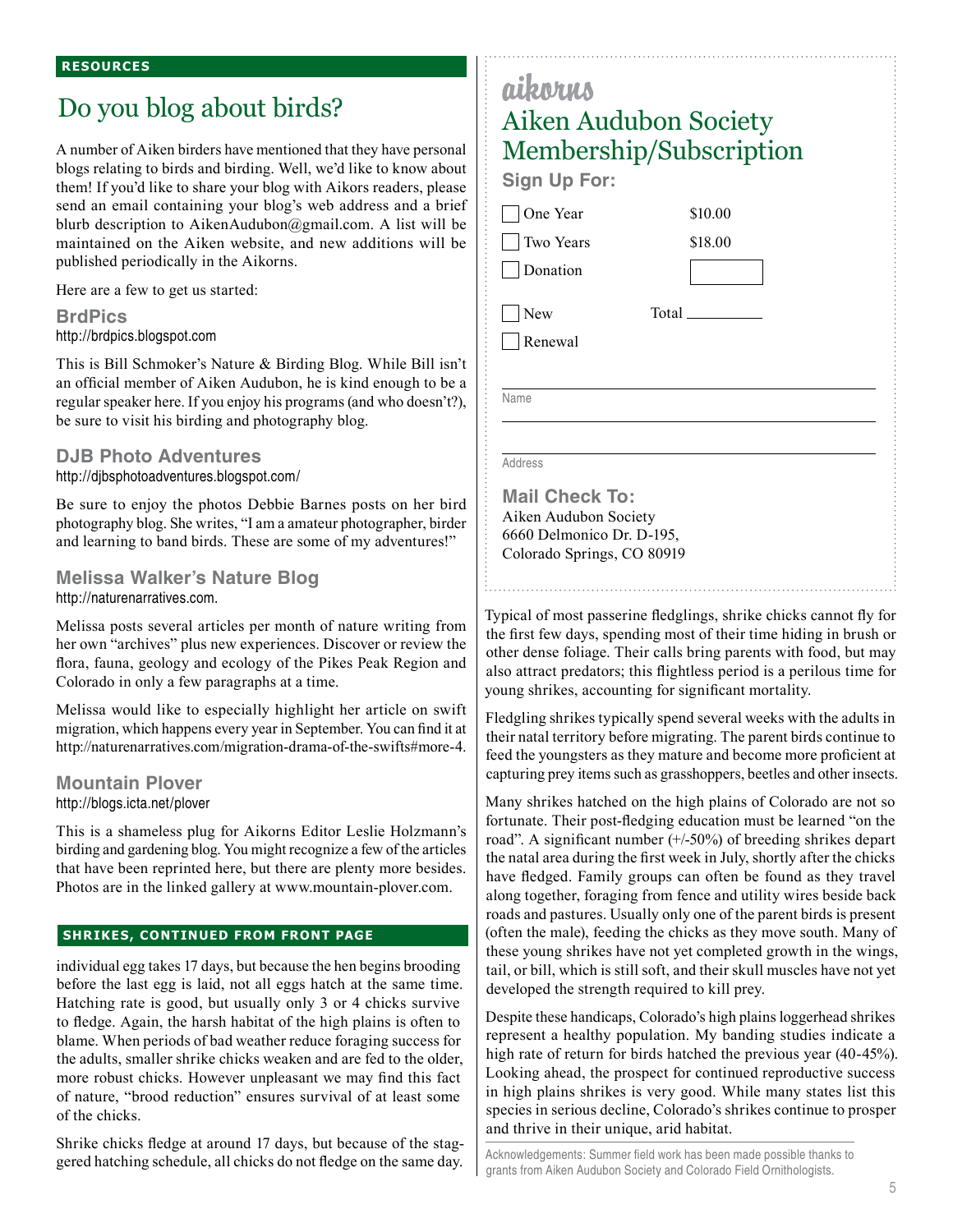RESOURCES

# Do you blog about birds?

A number of Aiken birders have mentioned that they have personal blogs relating to birds and birding. Well, we'd like to know about them! If you'd like to share your blog with Aikors readers, please send an email containing your blog's web address and a brief blurb description to AikenAudubon@gmail.com. A list will be maintained on the Aiken website, and new additions will be published periodically in the Aikorns.

Here are a few to get us started:

### BrdPics

http://brdpics.blogspot.com

This is Bill Schmoker's Nature & Birding Blog. While Bill isn't an official member of Aiken Audubon, he is kind enough to be a regular speaker here. If you enjoy his programs (and who doesn't?), be sure to visit his birding and photography blog.

### DJB Photo Adventures

http://djbsphotoadventures.blogspot.com/

Be sure to enjoy the photos Debbie Barnes posts on her bird photography blog. She writes, "I am a amateur photographer, birder and learning to band birds. These are some of my adventures!"

### Melissa Walker's Nature Blog

http://naturenarratives.com.

Melissa posts several articles per month of nature writing from her own "archives" plus new experiences. Discover or review the flora, fauna, geology and ecology of the Pikes Peak Region and Colorado in only a few paragraphs at a time.

Melissa would like to especially highlight her article on swift migration, which happens every year in September. You can find it at http://naturenarratives.com/migration-drama-of-the-swifts#more-4.

### Mountain Plover

http://blogs.icta.net/plover

This is a shameless plug for Aikorns Editor Leslie Holzmann's birding and gardening blog. You might recognize a few of the articles that have been reprinted here, but there are plenty more besides. Photos are in the linked gallery at www.mountain-plover.com.

## SHRIKES, CONTINUED FROM FRONT PAGE

individual egg takes 17 days, but because the hen begins brooding before the last egg is laid, not all eggs hatch at the same time. Hatching rate is good, but usually only 3 or 4 chicks survive to fledge. Again, the harsh habitat of the high plains is often to blame. When periods of bad weather reduce foraging success for the adults, smaller shrike chicks weaken and are fed to the older, more robust chicks. However unpleasant we may find this fact of nature, "brood reduction" ensures survival of at least some of the chicks.

Shrike chicks fledge at around 17 days, but because of the staggered hatching schedule, all chicks do not fledge on the same day. Typical of most passerine fledglings, shrike chicks cannot fly for the first few days, spending most of their time hiding in brush or other dense foliage. Their calls bring parents with food, but may also attract predators; this flightless period is a perilous time for young shrikes, accounting for significant mortality.

Fledgling shrikes typically spend several weeks with the adults in their natal territory before migrating. The parent birds continue to feed the youngsters as they mature and become more proficient at capturing prey items such as grasshoppers, beetles and other insects.

Many shrikes hatched on the high plains of Colorado are not so fortunate. Their post-fledging education must be learned "on the road". A significant number (+/-50%) of breeding shrikes depart the natal area during the first week in July, shortly after the chicks have fledged. Family groups can often be found as they travel along together, foraging from fence and utility wires beside back roads and pastures. Usually only one of the parent birds is present (often the male), feeding the chicks as they move south. Many of these young shrikes have not yet completed growth in the wings, tail, or bill, which is still soft, and their skull muscles have not yet developed the strength required to kill prey.

Despite these handicaps, Colorado's high plains loggerhead shrikes represent a healthy population. My banding studies indicate a high rate of return for birds hatched the previous year (40-45%). Looking ahead, the prospect for continued reproductive success in high plains shrikes is very good. While many states list this species in serious decline, Colorado's shrikes continue to prosper and thrive in their unique, arid habitat.

Acknowledgements: Summer field work has been made possible thanks to grants from Aiken Audubon Society and Colorado Field Ornithologists.

---

aikorns

## Aiken Audubon Society Membership/Subscription

**Sign Up For:**

- [ ] One Year $10.00
- [ ] Two Years $18.00
- [ ] Donation ______

- [ ] New Total ______
- [ ] Renewal

Name ____________________

Address ____________________

**Mail Check To:**

Aiken Audubon Society
6660 Delmonico Dr. D-195,
Colorado Springs, CO 80919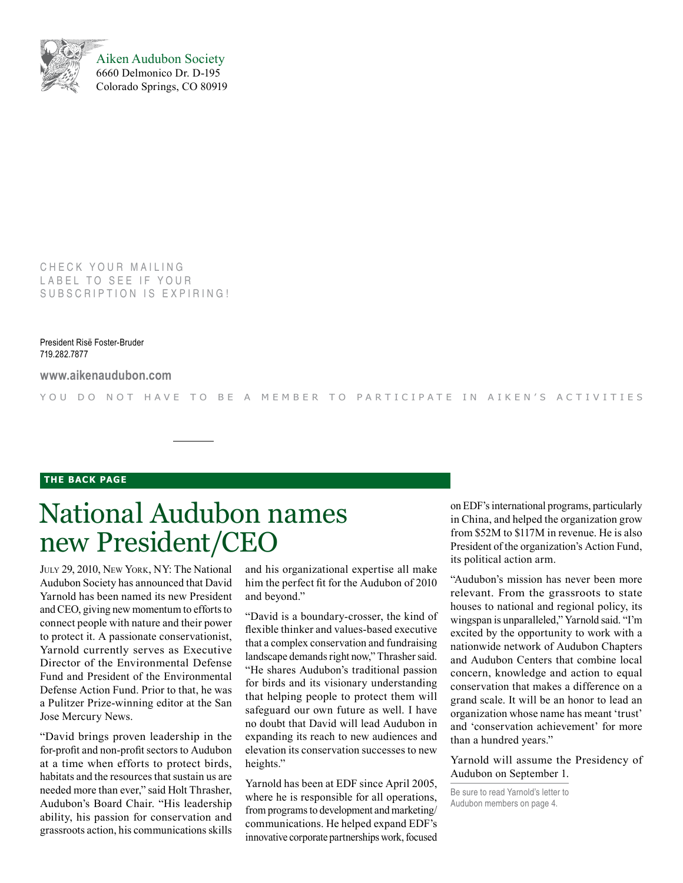Aiken Audubon Society
6660 Delmonico Dr. D-195
Colorado Springs, CO 80919

CHECK YOUR MAILING LABEL TO SEE IF YOUR SUBSCRIPTION IS EXPIRING!

President Risë Foster-Bruder
719.282.7877

**www.aikenaudubon.com**

YOU DO NOT HAVE TO BE A MEMBER TO PARTICIPATE IN AIKEN'S ACTIVITIES

**THE BACK PAGE**

# National Audubon names new President/CEO

July 29, 2010, New York, NY: The National Audubon Society has announced that David Yarnold has been named its new President and CEO, giving new momentum to efforts to connect people with nature and their power to protect it. A passionate conservationist, Yarnold currently serves as Executive Director of the Environmental Defense Fund and President of the Environmental Defense Action Fund. Prior to that, he was a Pulitzer Prize-winning editor at the San Jose Mercury News.

"David brings proven leadership in the for-profit and non-profit sectors to Audubon at a time when efforts to protect birds, habitats and the resources that sustain us are needed more than ever," said Holt Thrasher, Audubon's Board Chair. "His leadership ability, his passion for conservation and grassroots action, his communications skills and his organizational expertise all make him the perfect fit for the Audubon of 2010 and beyond."

"David is a boundary-crosser, the kind of flexible thinker and values-based executive that a complex conservation and fundraising landscape demands right now," Thrasher said. "He shares Audubon's traditional passion for birds and its visionary understanding that helping people to protect them will safeguard our own future as well. I have no doubt that David will lead Audubon in expanding its reach to new audiences and elevation its conservation successes to new heights."

Yarnold has been at EDF since April 2005, where he is responsible for all operations, from programs to development and marketing/communications. He helped expand EDF's innovative corporate partnerships work, focused on EDF's international programs, particularly in China, and helped the organization grow from $52M to $117M in revenue. He is also President of the organization's Action Fund, its political action arm.

"Audubon's mission has never been more relevant. From the grassroots to state houses to national and regional policy, its wingspan is unparalleled," Yarnold said. "I'm excited by the opportunity to work with a nationwide network of Audubon Chapters and Audubon Centers that combine local concern, knowledge and action to equal conservation that makes a difference on a grand scale. It will be an honor to lead an organization whose name has meant 'trust' and 'conservation achievement' for more than a hundred years."

Yarnold will assume the Presidency of Audubon on September 1.

Be sure to read Yarnold's letter to Audubon members on page 4.